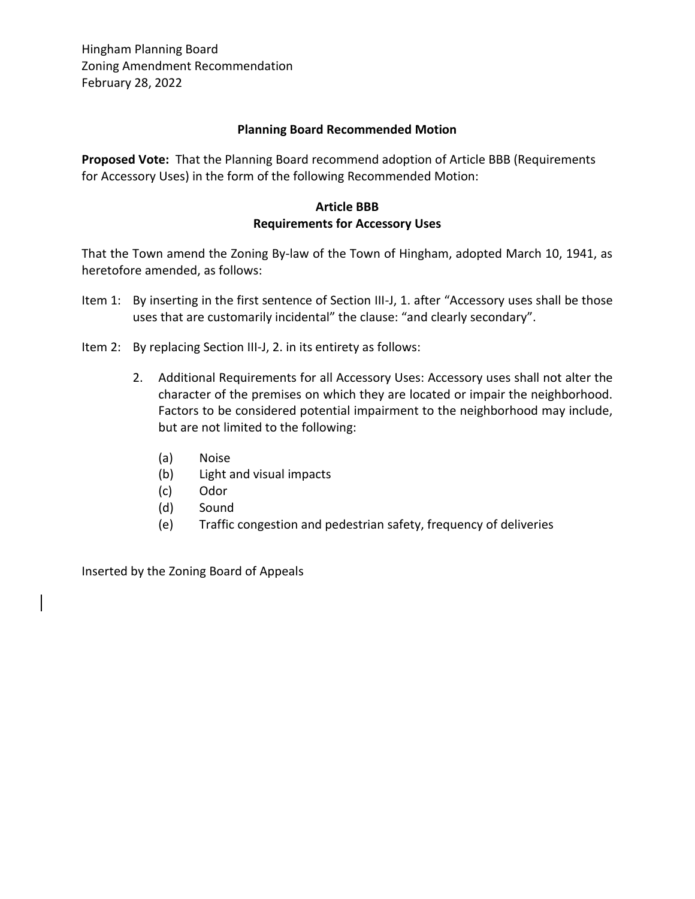Hingham Planning Board
Zoning Amendment Recommendation
February 28, 2022

## Planning Board Recommended Motion

**Proposed Vote:** That the Planning Board recommend adoption of Article BBB (Requirements for Accessory Uses) in the form of the following Recommended Motion:

### Article BBB
### Requirements for Accessory Uses

That the Town amend the Zoning By-law of the Town of Hingham, adopted March 10, 1941, as heretofore amended, as follows:

Item 1: By inserting in the first sentence of Section III-J, 1. after "Accessory uses shall be those uses that are customarily incidental" the clause: "and clearly secondary".

Item 2: By replacing Section III-J, 2. in its entirety as follows:

2. Additional Requirements for all Accessory Uses: Accessory uses shall not alter the character of the premises on which they are located or impair the neighborhood. Factors to be considered potential impairment to the neighborhood may include, but are not limited to the following:

   (a) Noise
   (b) Light and visual impacts
   (c) Odor
   (d) Sound
   (e) Traffic congestion and pedestrian safety, frequency of deliveries

Inserted by the Zoning Board of Appeals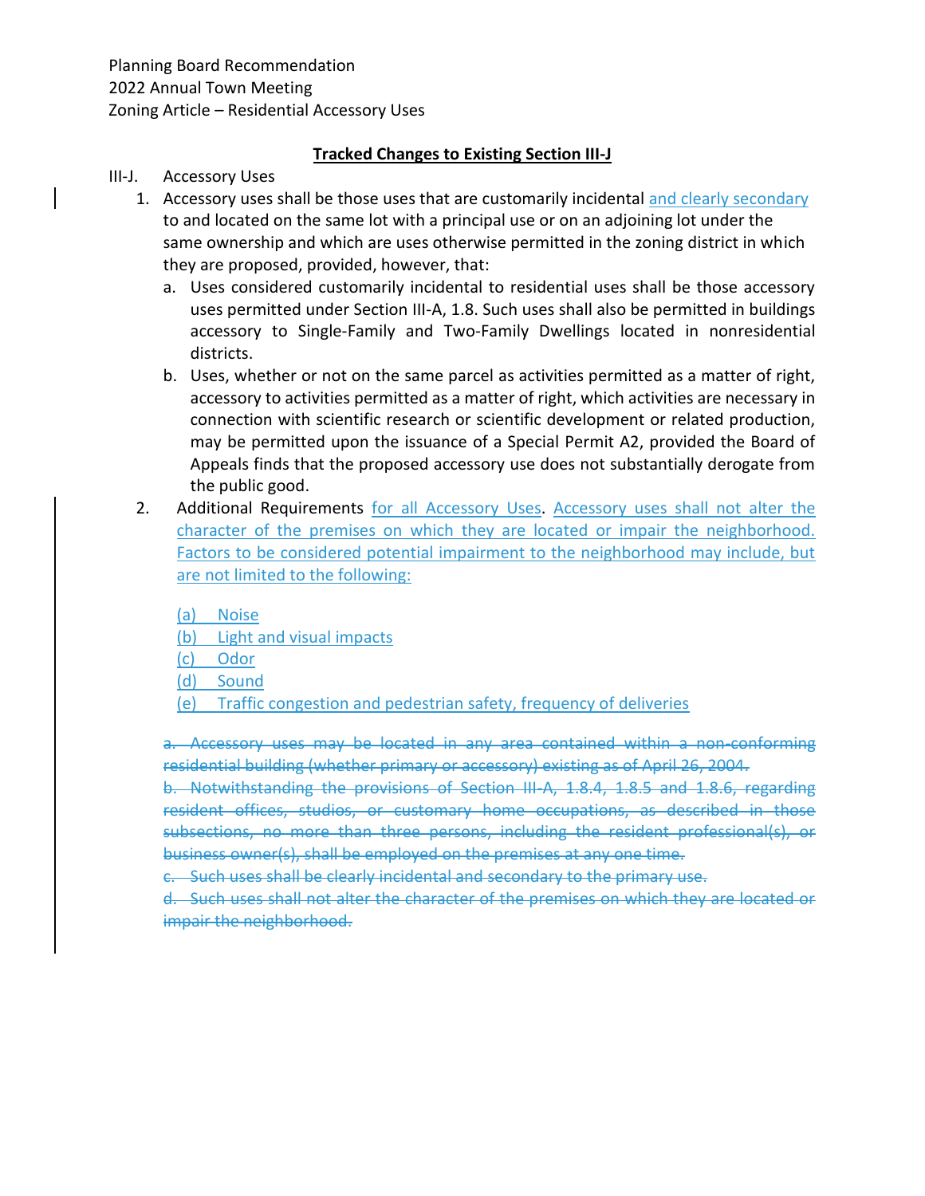Planning Board Recommendation
2022 Annual Town Meeting
Zoning Article – Residential Accessory Uses

**Tracked Changes to Existing Section III-J**

III-J. Accessory Uses

1. Accessory uses shall be those uses that are customarily incidental <ins>and clearly secondary</ins> to and located on the same lot with a principal use or on an adjoining lot under the same ownership and which are uses otherwise permitted in the zoning district in which they are proposed, provided, however, that:
   a. Uses considered customarily incidental to residential uses shall be those accessory uses permitted under Section III-A, 1.8. Such uses shall also be permitted in buildings accessory to Single-Family and Two-Family Dwellings located in nonresidential districts.
   b. Uses, whether or not on the same parcel as activities permitted as a matter of right, accessory to activities permitted as a matter of right, which activities are necessary in connection with scientific research or scientific development or related production, may be permitted upon the issuance of a Special Permit A2, provided the Board of Appeals finds that the proposed accessory use does not substantially derogate from the public good.
2. Additional Requirements <ins>for all Accessory Uses</ins>. <ins>Accessory uses shall not alter the character of the premises on which they are located or impair the neighborhood. Factors to be considered potential impairment to the neighborhood may include, but are not limited to the following:</ins>

   <ins>(a) Noise</ins>
   <ins>(b) Light and visual impacts</ins>
   <ins>(c) Odor</ins>
   <ins>(d) Sound</ins>
   <ins>(e) Traffic congestion and pedestrian safety, frequency of deliveries</ins>

   ~~a. Accessory uses may be located in any area contained within a non-conforming residential building (whether primary or accessory) existing as of April 26, 2004.~~
   ~~b. Notwithstanding the provisions of Section III-A, 1.8.4, 1.8.5 and 1.8.6, regarding resident offices, studios, or customary home occupations, as described in those subsections, no more than three persons, including the resident professional(s), or business owner(s), shall be employed on the premises at any one time.~~
   ~~c. Such uses shall be clearly incidental and secondary to the primary use.~~
   ~~d. Such uses shall not alter the character of the premises on which they are located or impair the neighborhood.~~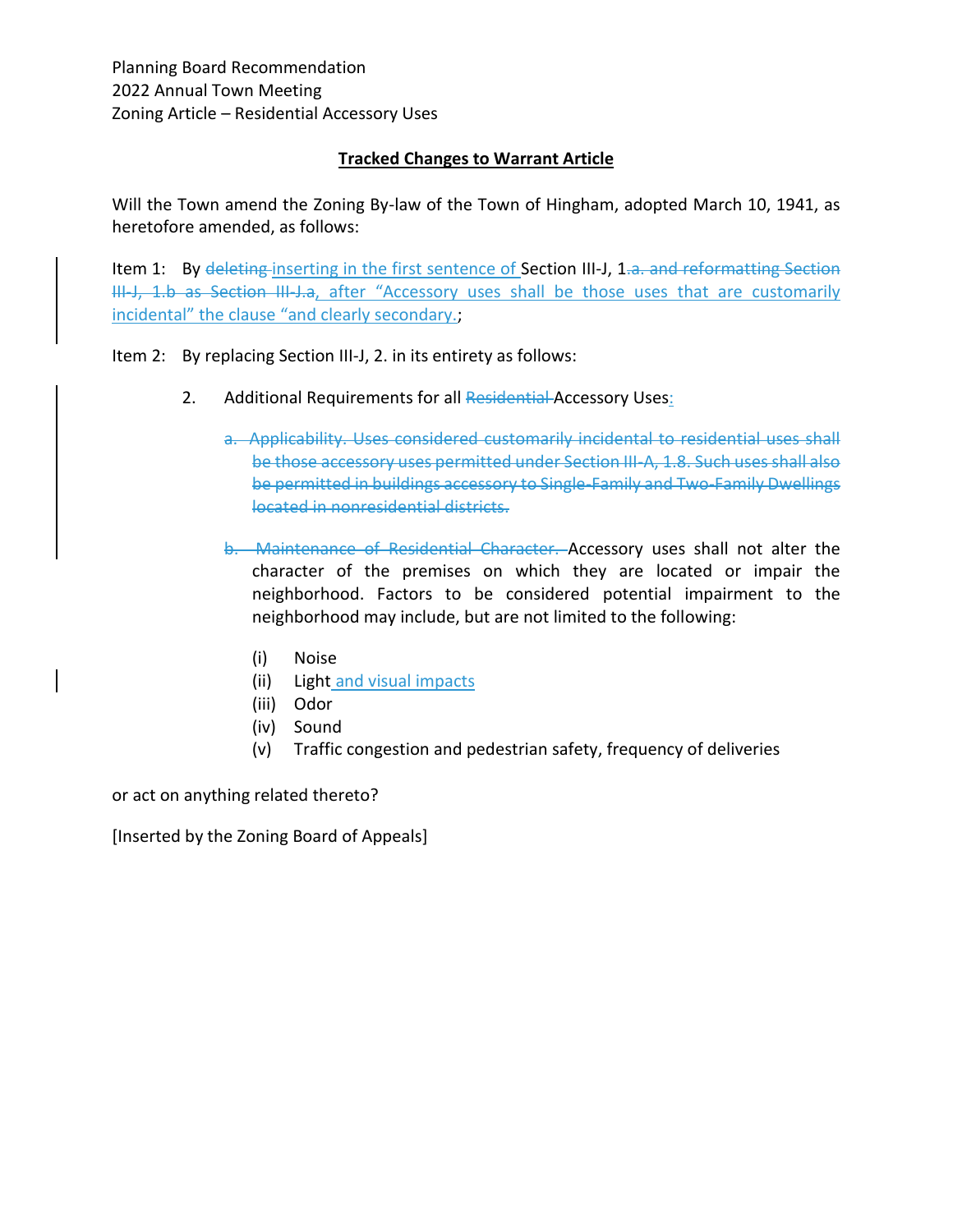Planning Board Recommendation
2022 Annual Town Meeting
Zoning Article – Residential Accessory Uses

**<u>Tracked Changes to Warrant Article</u>**

Will the Town amend the Zoning By-law of the Town of Hingham, adopted March 10, 1941, as heretofore amended, as follows:

Item 1: By ~~deleting~~ <u>inserting in the first sentence of</u> Section III-J, 1~~.a. and reformatting Section III-J, 1.b as Section III-J.a~~<u>, after "Accessory uses shall be those uses that are customarily incidental" the clause "and clearly secondary."</u>;

Item 2: By replacing Section III-J, 2. in its entirety as follows:

2. Additional Requirements for all ~~Residential~~ Accessory Uses<u>:</u>

~~a. Applicability. Uses considered customarily incidental to residential uses shall be those accessory uses permitted under Section III-A, 1.8. Such uses shall also be permitted in buildings accessory to Single-Family and Two-Family Dwellings located in nonresidential districts.~~

~~b. Maintenance of Residential Character.~~ Accessory uses shall not alter the character of the premises on which they are located or impair the neighborhood. Factors to be considered potential impairment to the neighborhood may include, but are not limited to the following:

(i) Noise
(ii) Light<u> and visual impacts</u>
(iii) Odor
(iv) Sound
(v) Traffic congestion and pedestrian safety, frequency of deliveries

or act on anything related thereto?

[Inserted by the Zoning Board of Appeals]